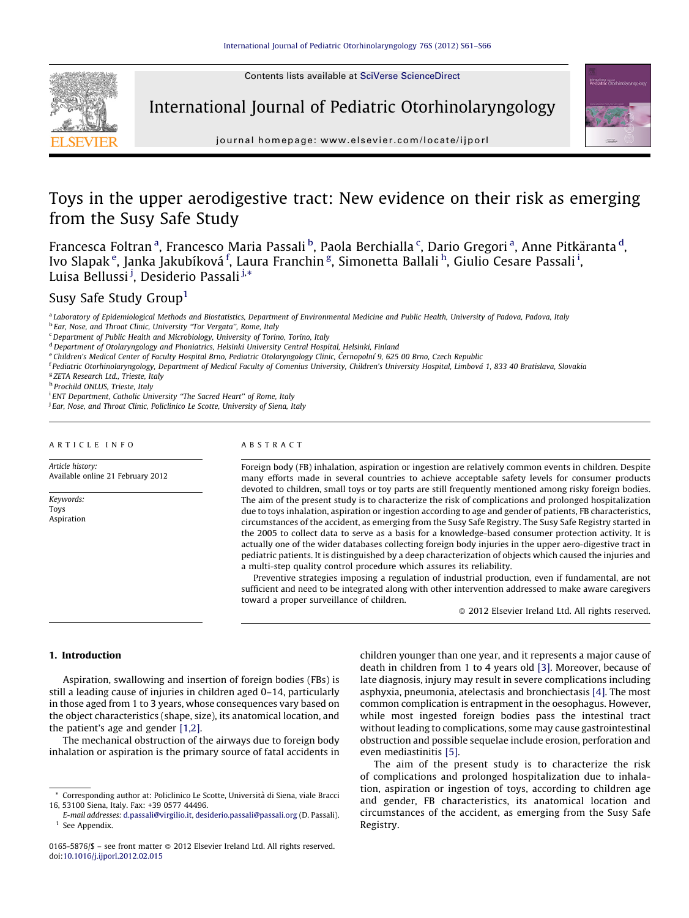# Toys in the upper aerodigestive tract: New evidence on their risk as emerging from the Susy Safe Study

Francesca Foltran [a], Francesco Maria Passali [b], Paola Berchialla [c], Dario Gregori [a], Anne Pitkäranta [d], Ivo Slapak [e], Janka Jakubíková [f], Laura Franchin [g], Simonetta Ballali [h], Giulio Cesare Passali [i], Luisa Bellussi [j], Desiderio Passali [j,*]

Susy Safe Study Group [1]

[a] Laboratory of Epidemiological Methods and Biostatistics, Department of Environmental Medicine and Public Health, University of Padova, Padova, Italy
[b] Ear, Nose, and Throat Clinic, University "Tor Vergata", Rome, Italy
[c] Department of Public Health and Microbiology, University of Torino, Torino, Italy
[d] Department of Otolaryngology and Phoniatrics, Helsinki University Central Hospital, Helsinki, Finland
[e] Children's Medical Center of Faculty Hospital Brno, Pediatric Otolaryngology Clinic, Černopolní 9, 625 00 Brno, Czech Republic
[f] Pediatric Otorhinolaryngology, Department of Medical Faculty of Comenius University, Children's University Hospital, Limbová 1, 833 40 Bratislava, Slovakia
[g] ZETA Research Ltd., Trieste, Italy
[h] Prochild ONLUS, Trieste, Italy
[i] ENT Department, Catholic University "The Sacred Heart" of Rome, Italy
[j] Ear, Nose, and Throat Clinic, Policlinico Le Scotte, University of Siena, Italy

## ARTICLE INFO

*Article history:*
Available online 21 February 2012

*Keywords:*
Toys
Aspiration

## ABSTRACT

Foreign body (FB) inhalation, aspiration or ingestion are relatively common events in children. Despite many efforts made in several countries to achieve acceptable safety levels for consumer products devoted to children, small toys or toy parts are still frequently mentioned among risky foreign bodies. The aim of the present study is to characterize the risk of complications and prolonged hospitalization due to toys inhalation, aspiration or ingestion according to age and gender of patients, FB characteristics, circumstances of the accident, as emerging from the Susy Safe Registry. The Susy Safe Registry started in the 2005 to collect data to serve as a basis for a knowledge-based consumer protection activity. It is actually one of the wider databases collecting foreign body injuries in the upper aero-digestive tract in pediatric patients. It is distinguished by a deep characterization of objects which caused the injuries and a multi-step quality control procedure which assures its reliability.

Preventive strategies imposing a regulation of industrial production, even if fundamental, are not sufficient and need to be integrated along with other intervention addressed to make aware caregivers toward a proper surveillance of children.

© 2012 Elsevier Ireland Ltd. All rights reserved.

## 1. Introduction

Aspiration, swallowing and insertion of foreign bodies (FBs) is still a leading cause of injuries in children aged 0–14, particularly in those aged from 1 to 3 years, whose consequences vary based on the object characteristics (shape, size), its anatomical location, and the patient's age and gender [1,2].

The mechanical obstruction of the airways due to foreign body inhalation or aspiration is the primary source of fatal accidents in children younger than one year, and it represents a major cause of death in children from 1 to 4 years old [3]. Moreover, because of late diagnosis, injury may result in severe complications including asphyxia, pneumonia, atelectasis and bronchiectasis [4]. The most common complication is entrapment in the oesophagus. However, while most ingested foreign bodies pass the intestinal tract without leading to complications, some may cause gastrointestinal obstruction and possible sequelae include erosion, perforation and even mediastinitis [5].

The aim of the present study is to characterize the risk of complications and prolonged hospitalization due to inhalation, aspiration or ingestion of toys, according to children age and gender, FB characteristics, its anatomical location and circumstances of the accident, as emerging from the Susy Safe Registry.

* Corresponding author at: Policlinico Le Scotte, Università di Siena, viale Bracci 16, 53100 Siena, Italy. Fax: +39 0577 44496.
*E-mail addresses:* d.passali@virgilio.it, desiderio.passali@passali.org (D. Passali).
[1] See Appendix.

0165-5876/$ – see front matter © 2012 Elsevier Ireland Ltd. All rights reserved.
doi:10.1016/j.ijporl.2012.02.015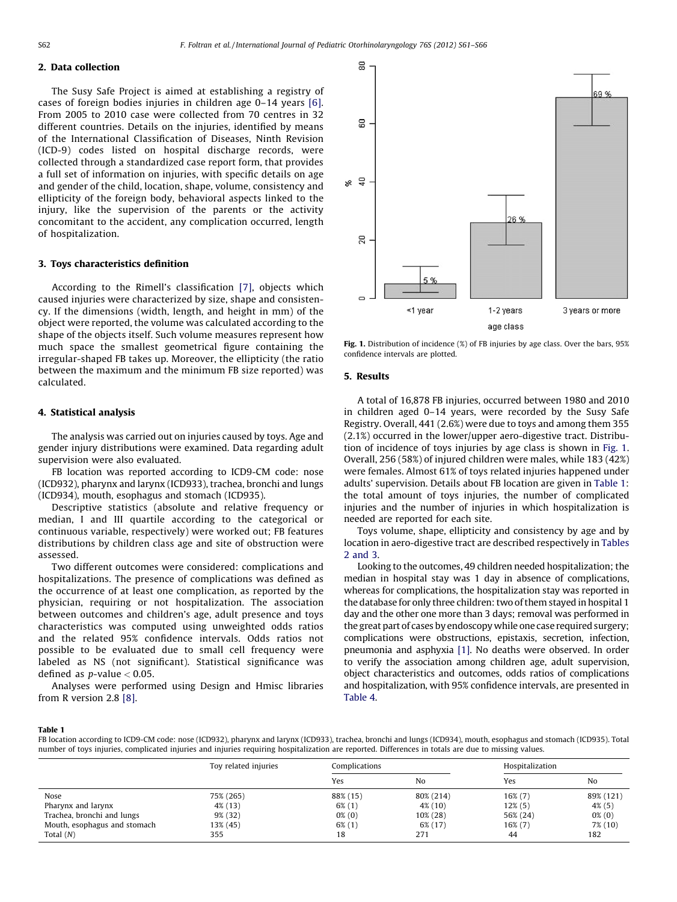## 2. Data collection

The Susy Safe Project is aimed at establishing a registry of cases of foreign bodies injuries in children age 0–14 years [6]. From 2005 to 2010 case were collected from 70 centres in 32 different countries. Details on the injuries, identified by means of the International Classification of Diseases, Ninth Revision (ICD-9) codes listed on hospital discharge records, were collected through a standardized case report form, that provides a full set of information on injuries, with specific details on age and gender of the child, location, shape, volume, consistency and ellipticity of the foreign body, behavioral aspects linked to the injury, like the supervision of the parents or the activity concomitant to the accident, any complication occurred, length of hospitalization.

## 3. Toys characteristics definition

According to the Rimell's classification [7], objects which caused injuries were characterized by size, shape and consistency. If the dimensions (width, length, and height in mm) of the object were reported, the volume was calculated according to the shape of the objects itself. Such volume measures represent how much space the smallest geometrical figure containing the irregular-shaped FB takes up. Moreover, the ellipticity (the ratio between the maximum and the minimum FB size reported) was calculated.

## 4. Statistical analysis

The analysis was carried out on injuries caused by toys. Age and gender injury distributions were examined. Data regarding adult supervision were also evaluated.

FB location was reported according to ICD9-CM code: nose (ICD932), pharynx and larynx (ICD933), trachea, bronchi and lungs (ICD934), mouth, esophagus and stomach (ICD935).

Descriptive statistics (absolute and relative frequency or median, I and III quartile according to the categorical or continuous variable, respectively) were worked out; FB features distributions by children class age and site of obstruction were assessed.

Two different outcomes were considered: complications and hospitalizations. The presence of complications was defined as the occurrence of at least one complication, as reported by the physician, requiring or not hospitalization. The association between outcomes and children's age, adult presence and toys characteristics was computed using unweighted odds ratios and the related 95% confidence intervals. Odds ratios not possible to be evaluated due to small cell frequency were labeled as NS (not significant). Statistical significance was defined as $p$-value $< 0.05$.

Analyses were performed using Design and Hmisc libraries from R version 2.8 [8].

**Fig. 1.** Distribution of incidence (%) of FB injuries by age class. Over the bars, 95% confidence intervals are plotted.

## 5. Results

A total of 16,878 FB injuries, occurred between 1980 and 2010 in children aged 0–14 years, were recorded by the Susy Safe Registry. Overall, 441 (2.6%) were due to toys and among them 355 (2.1%) occurred in the lower/upper aero-digestive tract. Distribution of incidence of toys injuries by age class is shown in Fig. 1. Overall, 256 (58%) of injured children were males, while 183 (42%) were females. Almost 61% of toys related injuries happened under adults' supervision. Details about FB location are given in Table 1: the total amount of toys injuries, the number of complicated injuries and the number of injuries in which hospitalization is needed are reported for each site.

Toys volume, shape, ellipticity and consistency by age and by location in aero-digestive tract are described respectively in Tables 2 and 3.

Looking to the outcomes, 49 children needed hospitalization; the median in hospital stay was 1 day in absence of complications, whereas for complications, the hospitalization stay was reported in the database for only three children: two of them stayed in hospital 1 day and the other one more than 3 days; removal was performed in the great part of cases by endoscopy while one case required surgery; complications were obstructions, epistaxis, secretion, infection, pneumonia and asphyxia [1]. No deaths were observed. In order to verify the association among children age, adult supervision, object characteristics and outcomes, odds ratios of complications and hospitalization, with 95% confidence intervals, are presented in Table 4.

**Table 1**
FB location according to ICD9-CM code: nose (ICD932), pharynx and larynx (ICD933), trachea, bronchi and lungs (ICD934), mouth, esophagus and stomach (ICD935). Total number of toys injuries, complicated injuries and injuries requiring hospitalization are reported. Differences in totals are due to missing values.

| | Toy related injuries | Complications | | Hospitalization | |
|---|---|---|---|---|---|
| | | Yes | No | Yes | No |
| Nose | 75% (265) | 88% (15) | 80% (214) | 16% (7) | 89% (121) |
| Pharynx and larynx | 4% (13) | 6% (1) | 4% (10) | 12% (5) | 4% (5) |
| Trachea, bronchi and lungs | 9% (32) | 0% (0) | 10% (28) | 56% (24) | 0% (0) |
| Mouth, esophagus and stomach | 13% (45) | 6% (1) | 6% (17) | 16% (7) | 7% (10) |
| Total (N) | 355 | 18 | 271 | 44 | 182 |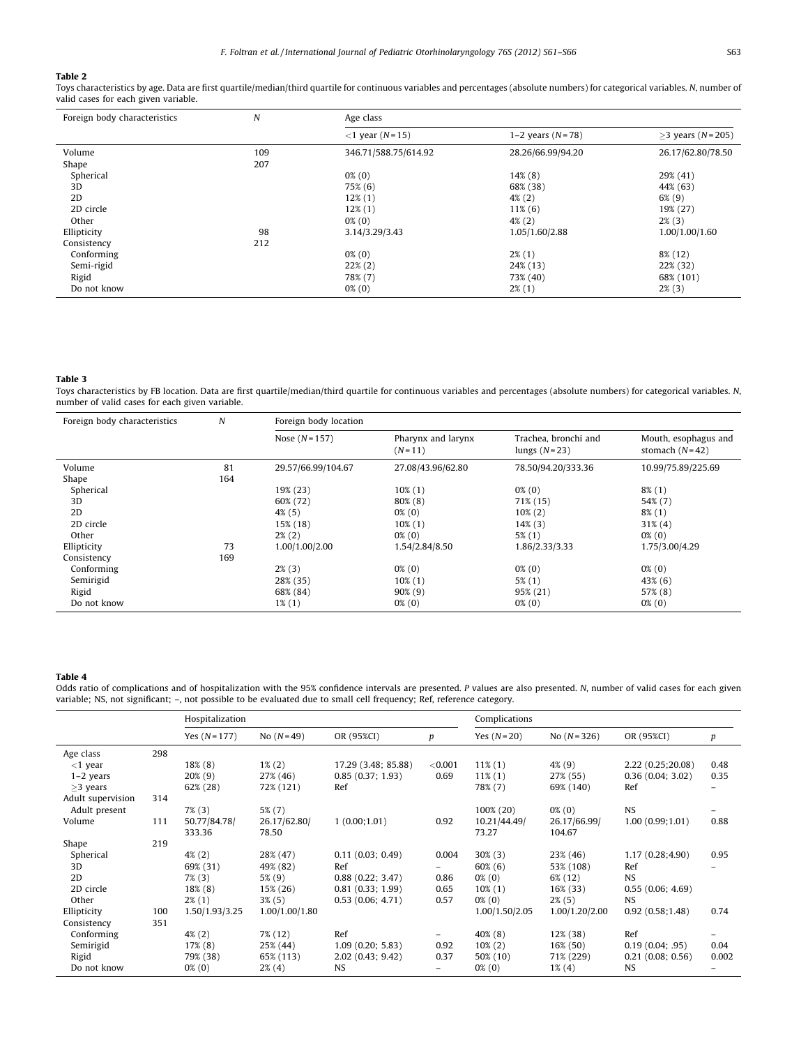**Table 2**

Toys characteristics by age. Data are first quartile/median/third quartile for continuous variables and percentages (absolute numbers) for categorical variables. *N*, number of valid cases for each given variable.

| Foreign body characteristics | *N* | Age class | | |
|---|---|---|---|---|
| | | <1 year (*N* = 15) | 1–2 years (*N* = 78) | ≥3 years (*N* = 205) |
| Volume | 109 | 346.71/588.75/614.92 | 28.26/66.99/94.20 | 26.17/62.80/78.50 |
| Shape | 207 | | | |
| Spherical | | 0% (0) | 14% (8) | 29% (41) |
| 3D | | 75% (6) | 68% (38) | 44% (63) |
| 2D | | 12% (1) | 4% (2) | 6% (9) |
| 2D circle | | 12% (1) | 11% (6) | 19% (27) |
| Other | | 0% (0) | 4% (2) | 2% (3) |
| Ellipticity | 98 | 3.14/3.29/3.43 | 1.05/1.60/2.88 | 1.00/1.00/1.60 |
| Consistency | 212 | | | |
| Conforming | | 0% (0) | 2% (1) | 8% (12) |
| Semi-rigid | | 22% (2) | 24% (13) | 22% (32) |
| Rigid | | 78% (7) | 73% (40) | 68% (101) |
| Do not know | | 0% (0) | 2% (1) | 2% (3) |

**Table 3**

Toys characteristics by FB location. Data are first quartile/median/third quartile for continuous variables and percentages (absolute numbers) for categorical variables. *N*, number of valid cases for each given variable.

| Foreign body characteristics | *N* | Foreign body location | | | |
|---|---|---|---|---|---|
| | | Nose (*N* = 157) | Pharynx and larynx (*N* = 11) | Trachea, bronchi and lungs (*N* = 23) | Mouth, esophagus and stomach (*N* = 42) |
| Volume | 81 | 29.57/66.99/104.67 | 27.08/43.96/62.80 | 78.50/94.20/333.36 | 10.99/75.89/225.69 |
| Shape | 164 | | | | |
| Spherical | | 19% (23) | 10% (1) | 0% (0) | 8% (1) |
| 3D | | 60% (72) | 80% (8) | 71% (15) | 54% (7) |
| 2D | | 4% (5) | 0% (0) | 10% (2) | 8% (1) |
| 2D circle | | 15% (18) | 10% (1) | 14% (3) | 31% (4) |
| Other | | 2% (2) | 0% (0) | 5% (1) | 0% (0) |
| Ellipticity | 73 | 1.00/1.00/2.00 | 1.54/2.84/8.50 | 1.86/2.33/3.33 | 1.75/3.00/4.29 |
| Consistency | 169 | | | | |
| Conforming | | 2% (3) | 0% (0) | 0% (0) | 0% (0) |
| Semirigid | | 28% (35) | 10% (1) | 5% (1) | 43% (6) |
| Rigid | | 68% (84) | 90% (9) | 95% (21) | 57% (8) |
| Do not know | | 1% (1) | 0% (0) | 0% (0) | 0% (0) |

**Table 4**

Odds ratio of complications and of hospitalization with the 95% confidence intervals are presented. *P* values are also presented. *N*, number of valid cases for each given variable; NS, not significant; –, not possible to be evaluated due to small cell frequency; Ref, reference category.

| | | Hospitalization | | | | Complications | | | |
|---|---|---|---|---|---|---|---|---|---|
| | | Yes (*N* = 177) | No (*N* = 49) | OR (95%CI) | *p* | Yes (*N* = 20) | No (*N* = 326) | OR (95%CI) | *p* |
| Age class | 298 | | | | | | | | |
| <1 year | | 18% (8) | 1% (2) | 17.29 (3.48; 85.88) | <0.001 | 11% (1) | 4% (9) | 2.22 (0.25;20.08) | 0.48 |
| 1–2 years | | 20% (9) | 27% (46) | 0.85 (0.37; 1.93) | 0.69 | 11% (1) | 27% (55) | 0.36 (0.04; 3.02) | 0.35 |
| ≥3 years | | 62% (28) | 72% (121) | Ref | | 78% (7) | 69% (140) | Ref | – |
| Adult supervision | 314 | | | | | | | | |
| Adult present | | 7% (3) | 5% (7) | | | 100% (20) | 0% (0) | NS | – |
| Volume | 111 | 50.77/84.78/333.36 | 26.17/62.80/78.50 | 1 (0.00;1.01) | 0.92 | 10.21/44.49/73.27 | 26.17/66.99/104.67 | 1.00 (0.99;1.01) | 0.88 |
| Shape | 219 | | | | | | | | |
| Spherical | | 4% (2) | 28% (47) | 0.11 (0.03; 0.49) | 0.004 | 30% (3) | 23% (46) | 1.17 (0.28;4.90) | 0.95 |
| 3D | | 69% (31) | 49% (82) | Ref | – | 60% (6) | 53% (108) | Ref | – |
| 2D | | 7% (3) | 5% (9) | 0.88 (0.22; 3.47) | 0.86 | 0% (0) | 6% (12) | NS | |
| 2D circle | | 18% (8) | 15% (26) | 0.81 (0.33; 1.99) | 0.65 | 10% (1) | 16% (33) | 0.55 (0.06; 4.69) | |
| Other | | 2% (1) | 3% (5) | 0.53 (0.06; 4.71) | 0.57 | 0% (0) | 2% (5) | NS | |
| Ellipticity | 100 | 1.50/1.93/3.25 | 1.00/1.00/1.80 | | | 1.00/1.50/2.05 | 1.00/1.20/2.00 | 0.92 (0.58;1.48) | 0.74 |
| Consistency | 351 | | | | | | | | |
| Conforming | | 4% (2) | 7% (12) | Ref | – | 40% (8) | 12% (38) | Ref | – |
| Semirigid | | 17% (8) | 25% (44) | 1.09 (0.20; 5.83) | 0.92 | 10% (2) | 16% (50) | 0.19 (0.04; .95) | 0.04 |
| Rigid | | 79% (38) | 65% (113) | 2.02 (0.43; 9.42) | 0.37 | 50% (10) | 71% (229) | 0.21 (0.08; 0.56) | 0.002 |
| Do not know | | 0% (0) | 2% (4) | NS | – | 0% (0) | 1% (4) | NS | – |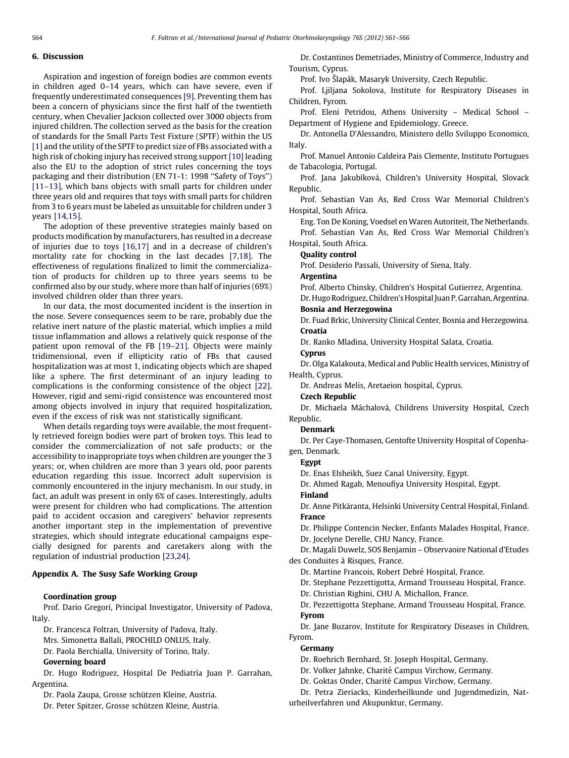## 6. Discussion

Aspiration and ingestion of foreign bodies are common events in children aged 0–14 years, which can have severe, even if frequently underestimated consequences [9]. Preventing them has been a concern of physicians since the first half of the twentieth century, when Chevalier Jackson collected over 3000 objects from injured children. The collection served as the basis for the creation of standards for the Small Parts Test Fixture (SPTF) within the US [1] and the utility of the SPTF to predict size of FBs associated with a high risk of choking injury has received strong support [10] leading also the EU to the adoption of strict rules concerning the toys packaging and their distribution (EN 71-1: 1998 ''Safety of Toys'') [11–13], which bans objects with small parts for children under three years old and requires that toys with small parts for children from 3 to 6 years must be labeled as unsuitable for children under 3 years [14,15].

The adoption of these preventive strategies mainly based on products modification by manufacturers, has resulted in a decrease of injuries due to toys [16,17] and in a decrease of children's mortality rate for chocking in the last decades [7,18]. The effectiveness of regulations finalized to limit the commercialization of products for children up to three years seems to be confirmed also by our study, where more than half of injuries (69%) involved children older than three years.

In our data, the most documented incident is the insertion in the nose. Severe consequences seem to be rare, probably due the relative inert nature of the plastic material, which implies a mild tissue inflammation and allows a relatively quick response of the patient upon removal of the FB [19–21]. Objects were mainly tridimensional, even if ellipticity ratio of FBs that caused hospitalization was at most 1, indicating objects which are shaped like a sphere. The first determinant of an injury leading to complications is the conforming consistence of the object [22]. However, rigid and semi-rigid consistence was encountered most among objects involved in injury that required hospitalization, even if the excess of risk was not statistically significant.

When details regarding toys were available, the most frequently retrieved foreign bodies were part of broken toys. This lead to consider the commercialization of not safe products; or the accessibility to inappropriate toys when children are younger the 3 years; or, when children are more than 3 years old, poor parents education regarding this issue. Incorrect adult supervision is commonly encountered in the injury mechanism. In our study, in fact, an adult was present in only 6% of cases. Interestingly, adults were present for children who had complications. The attention paid to accident occasion and caregivers' behavior represents another important step in the implementation of preventive strategies, which should integrate educational campaigns especially designed for parents and caretakers along with the regulation of industrial production [23,24].

## Appendix A. The Susy Safe Working Group

**Coordination group**

Prof. Dario Gregori, Principal Investigator, University of Padova, Italy.

Dr. Francesca Foltran, University of Padova, Italy.

Mrs. Simonetta Ballali, PROCHILD ONLUS, Italy.

Dr. Paola Berchialla, University of Torino, Italy.

**Governing board**

Dr. Hugo Rodriguez, Hospital De Pediatría Juan P. Garrahan, Argentina.

Dr. Paola Zaupa, Grosse schützen Kleine, Austria.

Dr. Peter Spitzer, Grosse schützen Kleine, Austria.

Dr. Costantinos Demetriades, Ministry of Commerce, Industry and Tourism, Cyprus.

Prof. Ivo Šlapák, Masaryk University, Czech Republic.

Prof. Ljiljana Sokolova, Institute for Respiratory Diseases in Children, Fyrom.

Prof. Eleni Petridou, Athens University – Medical School – Department of Hygiene and Epidemiology, Greece.

Dr. Antonella D'Alessandro, Ministero dello Sviluppo Economico, Italy.

Prof. Manuel Antonio Caldeira Pais Clemente, Instituto Portugues de Tabacologia, Portugal.

Prof. Jana Jakubíková, Children's University Hospital, Slovack Republic.

Prof. Sebastian Van As, Red Cross War Memorial Children's Hospital, South Africa.

Eng. Ton De Koning, Voedsel en Waren Autoriteit, The Netherlands.

Prof. Sebastian Van As, Red Cross War Memorial Children's Hospital, South Africa.

**Quality control**

Prof. Desiderio Passali, University of Siena, Italy.

**Argentina**

Prof. Alberto Chinsky, Children's Hospital Gutierrez, Argentina.

Dr. Hugo Rodriguez, Children's Hospital Juan P. Garrahan, Argentina.

**Bosnia and Herzegowina**

Dr. Fuad Brkic, University Clinical Center, Bosnia and Herzegowina.

**Croatia**

Dr. Ranko Mladina, University Hospital Salata, Croatia.

**Cyprus**

Dr. Olga Kalakouta, Medical and Public Health services, Ministry of Health, Cyprus.

Dr. Andreas Melis, Aretaeion hospital, Cyprus.

**Czech Republic**

Dr. Michaela Máchalová, Childrens University Hospital, Czech Republic.

**Denmark**

Dr. Per Caye-Thomasen, Gentofte University Hospital of Copenhagen, Denmark.

**Egypt**

Dr. Enas Elsheikh, Suez Canal University, Egypt.

Dr. Ahmed Ragab, Menoufiya University Hospital, Egypt.

**Finland**

Dr. Anne Pitkäranta, Helsinki University Central Hospital, Finland.

**France**

Dr. Philipe Contencin Necker, Enfants Malades Hospital, France.

Dr. Jocelyne Derelle, CHU Nancy, France.

Dr. Magali Duwelz, SOS Benjamin – Observaoire National d'Etudes des Conduites à Risques, France.

Dr. Martine Francois, Robert Debré Hospital, France.

Dr. Stephane Pezzettigotta, Armand Trousseau Hospital, France.

Dr. Christian Righini, CHU A. Michallon, France.

Dr. Pezzettigotta Stephane, Armand Trousseau Hospital, France.

**Fyrom**

Dr. Jane Buzarov, Institute for Respiratory Diseases in Children, Fyrom.

**Germany**

Dr. Roehrich Bernhard, St. Joseph Hospital, Germany.

Dr. Volker Jahnke, Charité Campus Virchow, Germany.

Dr. Goktas Onder, Charité Campus Virchow, Germany.

Dr. Petra Zieriacks, Kinderheilkunde und Jugendmedizin, Naturheilverfahren und Akupunktur, Germany.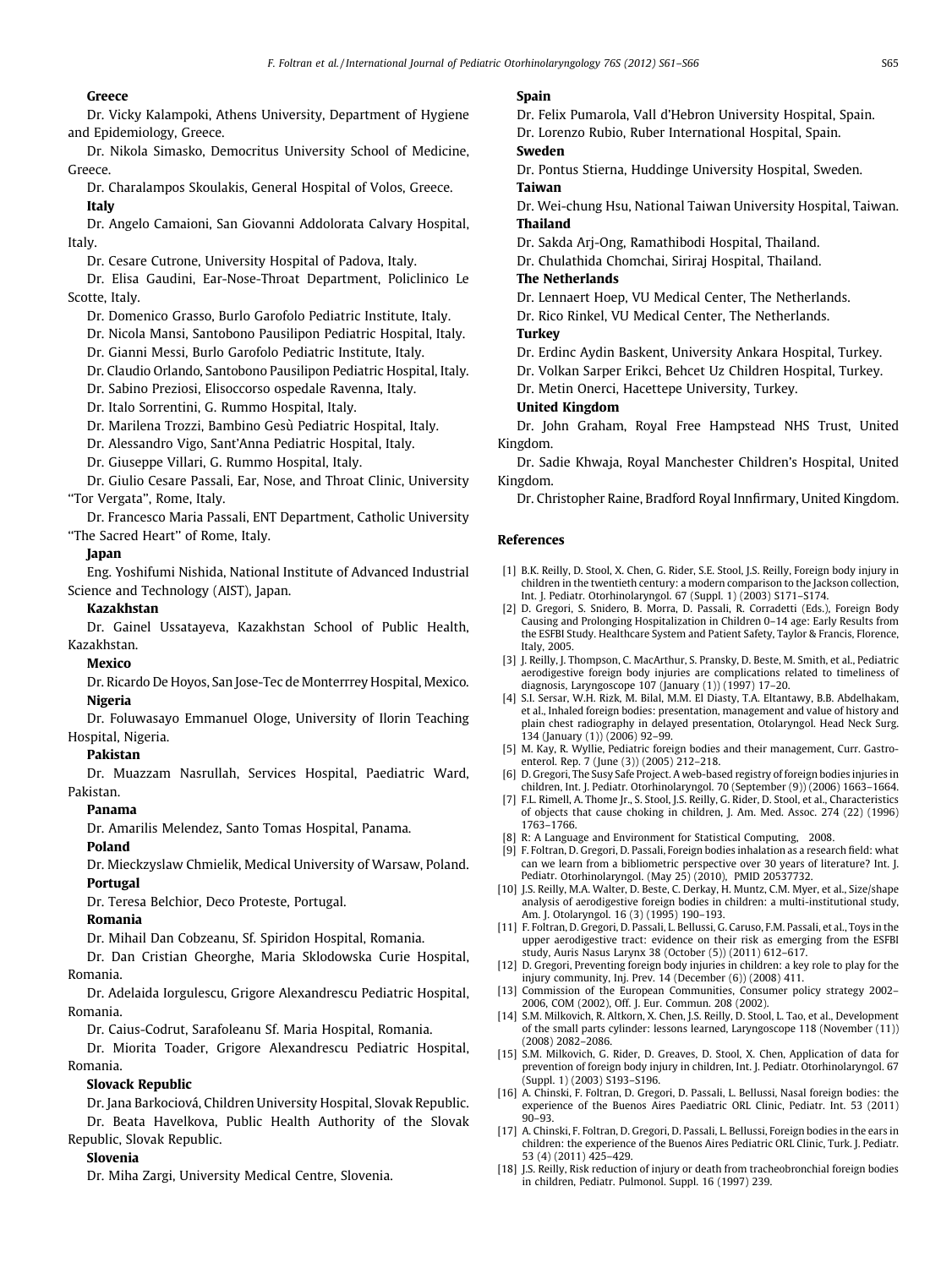**Greece**

Dr. Vicky Kalampoki, Athens University, Department of Hygiene and Epidemiology, Greece.

Dr. Nikola Simasko, Democritus University School of Medicine, Greece.

Dr. Charalampos Skoulakis, General Hospital of Volos, Greece.

**Italy**

Dr. Angelo Camaioni, San Giovanni Addolorata Calvary Hospital, Italy.

Dr. Cesare Cutrone, University Hospital of Padova, Italy.

Dr. Elisa Gaudini, Ear-Nose-Throat Department, Policlinico Le Scotte, Italy.

Dr. Domenico Grasso, Burlo Garofolo Pediatric Institute, Italy.

Dr. Nicola Mansi, Santobono Pausilipon Pediatric Hospital, Italy.

Dr. Gianni Messi, Burlo Garofolo Pediatric Institute, Italy.

Dr. Claudio Orlando, Santobono Pausilipon Pediatric Hospital, Italy.

Dr. Sabino Preziosi, Elisoccorso ospedale Ravenna, Italy.

Dr. Italo Sorrentini, G. Rummo Hospital, Italy.

Dr. Marilena Trozzi, Bambino Gesù Pediatric Hospital, Italy.

Dr. Alessandro Vigo, Sant'Anna Pediatric Hospital, Italy.

Dr. Giuseppe Villari, G. Rummo Hospital, Italy.

Dr. Giulio Cesare Passali, Ear, Nose, and Throat Clinic, University "Tor Vergata", Rome, Italy.

Dr. Francesco Maria Passali, ENT Department, Catholic University "The Sacred Heart" of Rome, Italy.

**Japan**

Eng. Yoshifumi Nishida, National Institute of Advanced Industrial Science and Technology (AIST), Japan.

**Kazakhstan**

Dr. Gainel Ussatayeva, Kazakhstan School of Public Health, Kazakhstan.

**Mexico**

Dr. Ricardo De Hoyos, San Jose-Tec de Monterrrey Hospital, Mexico.

**Nigeria**

Dr. Foluwasayo Emmanuel Ologe, University of Ilorin Teaching Hospital, Nigeria.

**Pakistan**

Dr. Muazzam Nasrullah, Services Hospital, Paediatric Ward, Pakistan.

**Panama**

Dr. Amarilis Melendez, Santo Tomas Hospital, Panama.

**Poland**

Dr. Mieckzyslaw Chmielik, Medical University of Warsaw, Poland.

**Portugal**

Dr. Teresa Belchior, Deco Proteste, Portugal.

**Romania**

Dr. Mihail Dan Cobzeanu, Sf. Spiridon Hospital, Romania.

Dr. Dan Cristian Gheorghe, Maria Sklodowska Curie Hospital, Romania.

Dr. Adelaida Iorgulescu, Grigore Alexandrescu Pediatric Hospital, Romania.

Dr. Caius-Codrut, Sarafoleanu Sf. Maria Hospital, Romania.

Dr. Miorita Toader, Grigore Alexandrescu Pediatric Hospital, Romania.

**Slovack Republic**

Dr. Jana Barkociová, Children University Hospital, Slovak Republic.

Dr. Beata Havelkova, Public Health Authority of the Slovak Republic, Slovak Republic.

**Slovenia**

Dr. Miha Zargi, University Medical Centre, Slovenia.

**Spain**

Dr. Felix Pumarola, Vall d'Hebron University Hospital, Spain.

Dr. Lorenzo Rubio, Ruber International Hospital, Spain.

**Sweden**

Dr. Pontus Stierna, Huddinge University Hospital, Sweden.

**Taiwan**

Dr. Wei-chung Hsu, National Taiwan University Hospital, Taiwan.

**Thailand**

Dr. Sakda Arj-Ong, Ramathibodi Hospital, Thailand.

Dr. Chulathida Chomchai, Siriraj Hospital, Thailand.

**The Netherlands**

Dr. Lennaert Hoep, VU Medical Center, The Netherlands.

Dr. Rico Rinkel, VU Medical Center, The Netherlands.

**Turkey**

Dr. Erdinc Aydin Baskent, University Ankara Hospital, Turkey.

Dr. Volkan Sarper Erikci, Behcet Uz Children Hospital, Turkey.

Dr. Metin Onerci, Hacettepe University, Turkey.

**United Kingdom**

Dr. John Graham, Royal Free Hampstead NHS Trust, United Kingdom.

Dr. Sadie Khwaja, Royal Manchester Children's Hospital, United Kingdom.

Dr. Christopher Raine, Bradford Royal Innfirmary, United Kingdom.

## References

[1] B.K. Reilly, D. Stool, X. Chen, G. Rider, S.E. Stool, J.S. Reilly, Foreign body injury in children in the twentieth century: a modern comparison to the Jackson collection, Int. J. Pediatr. Otorhinolaryngol. 67 (Suppl. 1) (2003) S171–S174.

[2] D. Gregori, S. Snidero, B. Morra, D. Passali, R. Corradetti (Eds.), Foreign Body Causing and Prolonging Hospitalization in Children 0–14 age: Early Results from the ESFBI Study. Healthcare System and Patient Safety, Taylor & Francis, Florence, Italy, 2005.

[3] J. Reilly, J. Thompson, C. MacArthur, S. Pransky, D. Beste, M. Smith, et al., Pediatric aerodigestive foreign body injuries are complications related to timeliness of diagnosis, Laryngoscope 107 (January (1)) (1997) 17–20.

[4] S.I. Sersar, W.H. Rizk, M. Bilal, M.M. El Diasty, T.A. Eltantawy, B.B. Abdelhakam, et al., Inhaled foreign bodies: presentation, management and value of history and plain chest radiography in delayed presentation, Otolaryngol. Head Neck Surg. 134 (January (1)) (2006) 92–99.

[5] M. Kay, R. Wyllie, Pediatric foreign bodies and their management, Curr. Gastroenterol. Rep. 7 (June (3)) (2005) 212–218.

[6] D. Gregori, The Susy Safe Project. A web-based registry of foreign bodies injuries in children, Int. J. Pediatr. Otorhinolaryngol. 70 (September (9)) (2006) 1663–1664.

[7] F.L. Rimell, A. Thome Jr., S. Stool, J.S. Reilly, G. Rider, D. Stool, et al., Characteristics of objects that cause choking in children, J. Am. Med. Assoc. 274 (22) (1996) 1763–1766.

[8] R: A Language and Environment for Statistical Computing, 2008.

[9] F. Foltran, D. Gregori, D. Passali, Foreign bodies inhalation as a research field: what can we learn from a bibliometric perspective over 30 years of literature? Int. J. Pediatr. Otorhinolaryngol. (May 25) (2010), PMID 20537732.

[10] J.S. Reilly, M.A. Walter, D. Beste, C. Derkay, H. Muntz, C.M. Myer, et al., Size/shape analysis of aerodigestive foreign bodies in children: a multi-institutional study, Am. J. Otolaryngol. 16 (3) (1995) 190–193.

[11] F. Foltran, D. Gregori, D. Passali, L. Bellussi, G. Caruso, F.M. Passali, et al., Toys in the upper aerodigestive tract: evidence on their risk as emerging from the ESFBI study, Auris Nasus Larynx 38 (October (5)) (2011) 612–617.

[12] D. Gregori, Preventing foreign body injuries in children: a key role to play for the injury community, Inj. Prev. 14 (December (6)) (2008) 411.

[13] Commission of the European Communities, Consumer policy strategy 2002–2006, COM (2002), Off. J. Eur. Commun. 208 (2002).

[14] S.M. Milkovich, R. Altkorn, X. Chen, J.S. Reilly, D. Stool, L. Tao, et al., Development of the small parts cylinder: lessons learned, Laryngoscope 118 (November (11)) (2008) 2082–2086.

[15] S.M. Milkovich, G. Rider, D. Greaves, D. Stool, X. Chen, Application of data for prevention of foreign body injury in children, Int. J. Pediatr. Otorhinolaryngol. 67 (Suppl. 1) (2003) S193–S196.

[16] A. Chinski, F. Foltran, D. Gregori, D. Passali, L. Bellussi, Nasal foreign bodies: the experience of the Buenos Aires Paediatric ORL Clinic, Pediatr. Int. 53 (2011) 90–93.

[17] A. Chinski, F. Foltran, D. Gregori, D. Passali, L. Bellussi, Foreign bodies in the ears in children: the experience of the Buenos Aires Pediatric ORL Clinic, Turk. J. Pediatr. 53 (4) (2011) 425–429.

[18] J.S. Reilly, Risk reduction of injury or death from tracheobronchial foreign bodies in children, Pediatr. Pulmonol. Suppl. 16 (1997) 239.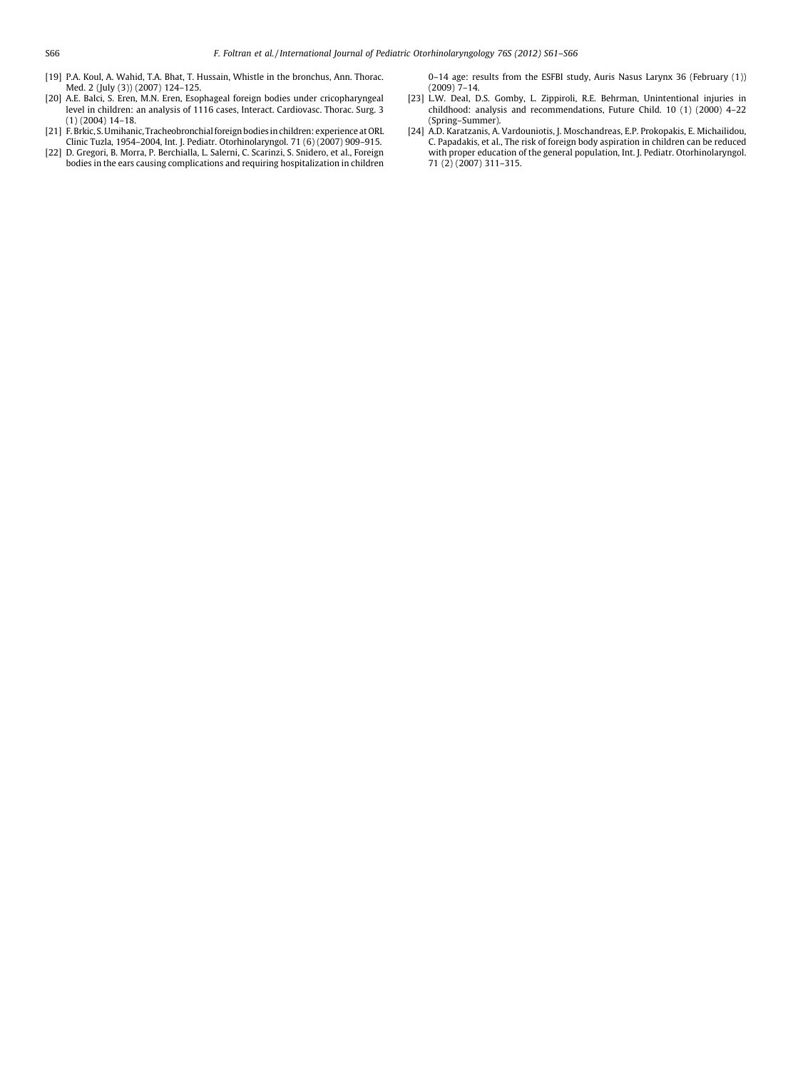[19] P.A. Koul, A. Wahid, T.A. Bhat, T. Hussain, Whistle in the bronchus, Ann. Thorac. Med. 2 (July (3)) (2007) 124–125.

[20] A.E. Balci, S. Eren, M.N. Eren, Esophageal foreign bodies under cricopharyngeal level in children: an analysis of 1116 cases, Interact. Cardiovasc. Thorac. Surg. 3 (1) (2004) 14–18.

[21] F. Brkic, S. Umihanic, Tracheobronchial foreign bodies in children: experience at ORL Clinic Tuzla, 1954–2004, Int. J. Pediatr. Otorhinolaryngol. 71 (6) (2007) 909–915.

[22] D. Gregori, B. Morra, P. Berchialla, L. Salerni, C. Scarinzi, S. Snidero, et al., Foreign bodies in the ears causing complications and requiring hospitalization in children 0–14 age: results from the ESFBI study, Auris Nasus Larynx 36 (February (1)) (2009) 7–14.

[23] L.W. Deal, D.S. Gomby, L. Zippiroli, R.E. Behrman, Unintentional injuries in childhood: analysis and recommendations, Future Child. 10 (1) (2000) 4–22 (Spring–Summer).

[24] A.D. Karatzanis, A. Vardouniotis, J. Moschandreas, E.P. Prokopakis, E. Michailidou, C. Papadakis, et al., The risk of foreign body aspiration in children can be reduced with proper education of the general population, Int. J. Pediatr. Otorhinolaryngol. 71 (2) (2007) 311–315.